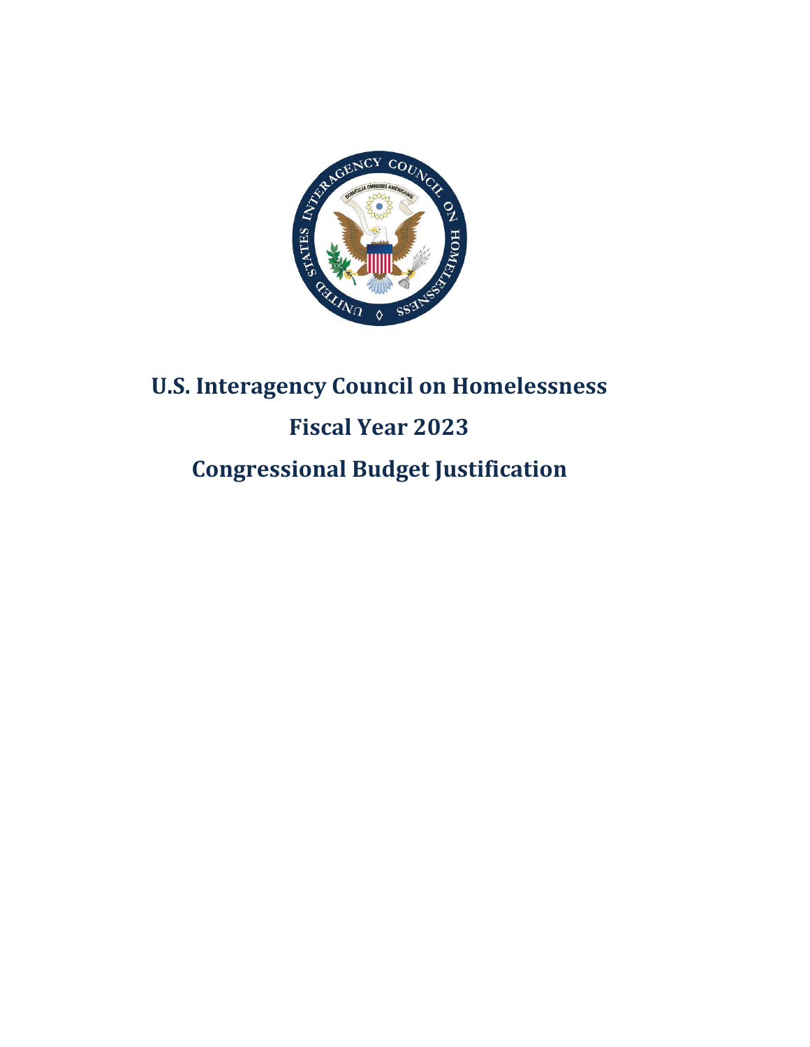# U.S. Interagency Council on Homelessness

# Fiscal Year 2023

# Congressional Budget Justification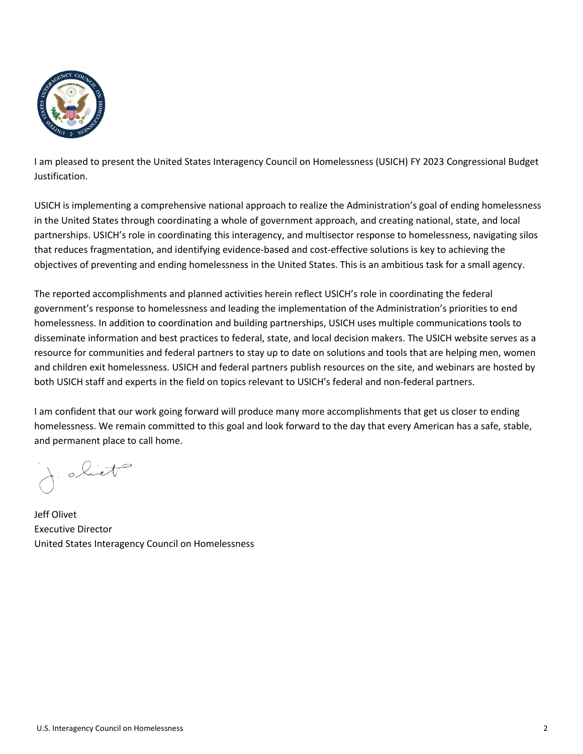I am pleased to present the United States Interagency Council on Homelessness (USICH) FY 2023 Congressional Budget Justification.

USICH is implementing a comprehensive national approach to realize the Administration's goal of ending homelessness in the United States through coordinating a whole of government approach, and creating national, state, and local partnerships. USICH's role in coordinating this interagency, and multisector response to homelessness, navigating silos that reduces fragmentation, and identifying evidence-based and cost-effective solutions is key to achieving the objectives of preventing and ending homelessness in the United States. This is an ambitious task for a small agency.

The reported accomplishments and planned activities herein reflect USICH's role in coordinating the federal government's response to homelessness and leading the implementation of the Administration's priorities to end homelessness. In addition to coordination and building partnerships, USICH uses multiple communications tools to disseminate information and best practices to federal, state, and local decision makers. The USICH website serves as a resource for communities and federal partners to stay up to date on solutions and tools that are helping men, women and children exit homelessness. USICH and federal partners publish resources on the site, and webinars are hosted by both USICH staff and experts in the field on topics relevant to USICH's federal and non-federal partners.

I am confident that our work going forward will produce many more accomplishments that get us closer to ending homelessness. We remain committed to this goal and look forward to the day that every American has a safe, stable, and permanent place to call home.

Jeff Olivet
Executive Director
United States Interagency Council on Homelessness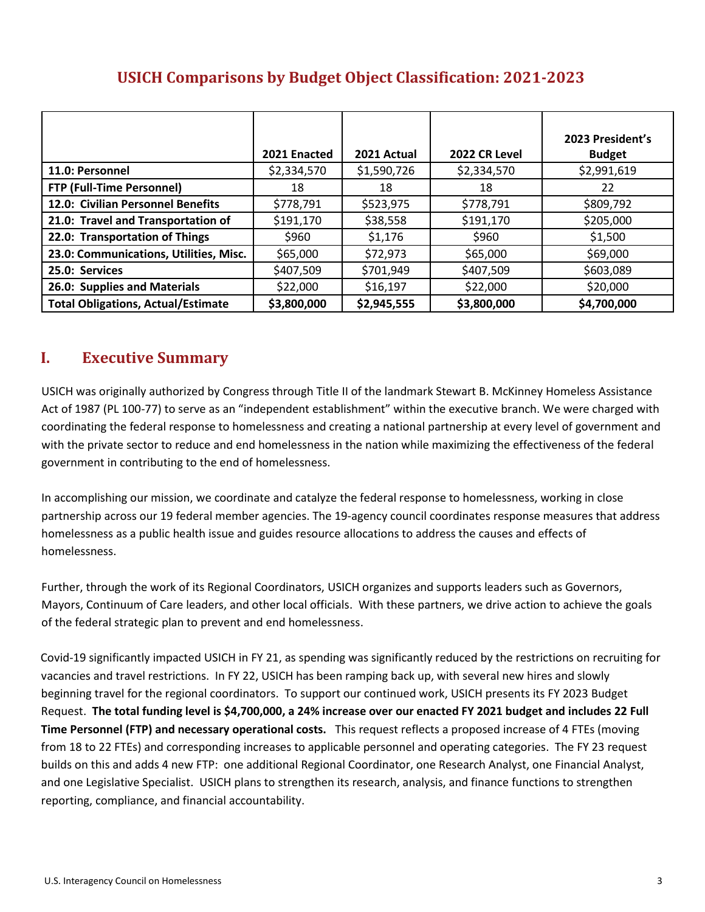## USICH Comparisons by Budget Object Classification: 2021-2023

| | 2021 Enacted | 2021 Actual | 2022 CR Level | 2023 President's Budget |
|---|---|---|---|---|
| **11.0: Personnel** | $2,334,570 | $1,590,726 | $2,334,570 | $2,991,619 |
| **FTP (Full-Time Personnel)** | 18 | 18 | 18 | 22 |
| **12.0: Civilian Personnel Benefits** | $778,791 | $523,975 | $778,791 | $809,792 |
| **21.0: Travel and Transportation of** | $191,170 | $38,558 | $191,170 | $205,000 |
| **22.0: Transportation of Things** | $960 | $1,176 | $960 | $1,500 |
| **23.0: Communications, Utilities, Misc.** | $65,000 | $72,973 | $65,000 | $69,000 |
| **25.0: Services** | $407,509 | $701,949 | $407,509 | $603,089 |
| **26.0: Supplies and Materials** | $22,000 | $16,197 | $22,000 | $20,000 |
| **Total Obligations, Actual/Estimate** | **$3,800,000** | **$2,945,555** | **$3,800,000** | **$4,700,000** |

# I. Executive Summary

USICH was originally authorized by Congress through Title II of the landmark Stewart B. McKinney Homeless Assistance Act of 1987 (PL 100-77) to serve as an "independent establishment" within the executive branch. We were charged with coordinating the federal response to homelessness and creating a national partnership at every level of government and with the private sector to reduce and end homelessness in the nation while maximizing the effectiveness of the federal government in contributing to the end of homelessness.

In accomplishing our mission, we coordinate and catalyze the federal response to homelessness, working in close partnership across our 19 federal member agencies. The 19-agency council coordinates response measures that address homelessness as a public health issue and guides resource allocations to address the causes and effects of homelessness.

Further, through the work of its Regional Coordinators, USICH organizes and supports leaders such as Governors, Mayors, Continuum of Care leaders, and other local officials. With these partners, we drive action to achieve the goals of the federal strategic plan to prevent and end homelessness.

Covid-19 significantly impacted USICH in FY 21, as spending was significantly reduced by the restrictions on recruiting for vacancies and travel restrictions. In FY 22, USICH has been ramping back up, with several new hires and slowly beginning travel for the regional coordinators. To support our continued work, USICH presents its FY 2023 Budget Request. **The total funding level is $4,700,000, a 24% increase over our enacted FY 2021 budget and includes 22 Full Time Personnel (FTP) and necessary operational costs.** This request reflects a proposed increase of 4 FTEs (moving from 18 to 22 FTEs) and corresponding increases to applicable personnel and operating categories. The FY 23 request builds on this and adds 4 new FTP: one additional Regional Coordinator, one Research Analyst, one Financial Analyst, and one Legislative Specialist. USICH plans to strengthen its research, analysis, and finance functions to strengthen reporting, compliance, and financial accountability.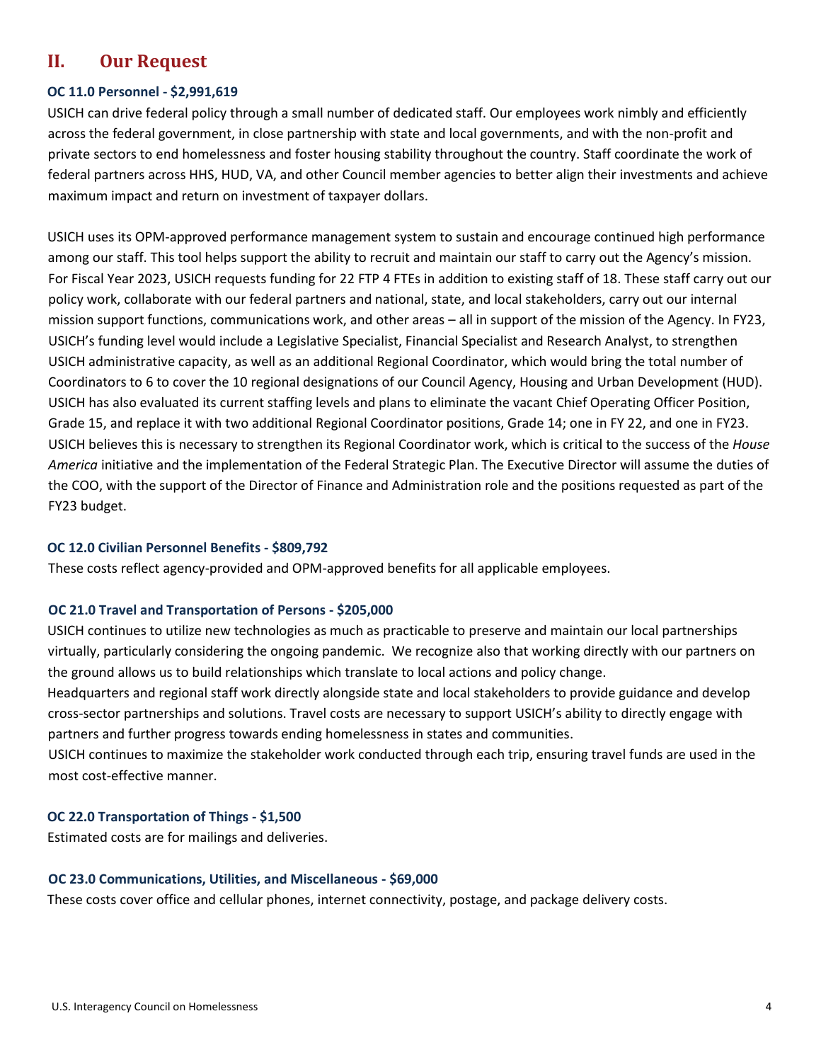## II. Our Request

### OC 11.0 Personnel - $2,991,619

USICH can drive federal policy through a small number of dedicated staff. Our employees work nimbly and efficiently across the federal government, in close partnership with state and local governments, and with the non-profit and private sectors to end homelessness and foster housing stability throughout the country. Staff coordinate the work of federal partners across HHS, HUD, VA, and other Council member agencies to better align their investments and achieve maximum impact and return on investment of taxpayer dollars.

USICH uses its OPM-approved performance management system to sustain and encourage continued high performance among our staff. This tool helps support the ability to recruit and maintain our staff to carry out the Agency's mission. For Fiscal Year 2023, USICH requests funding for 22 FTP 4 FTEs in addition to existing staff of 18. These staff carry out our policy work, collaborate with our federal partners and national, state, and local stakeholders, carry out our internal mission support functions, communications work, and other areas – all in support of the mission of the Agency. In FY23, USICH's funding level would include a Legislative Specialist, Financial Specialist and Research Analyst, to strengthen USICH administrative capacity, as well as an additional Regional Coordinator, which would bring the total number of Coordinators to 6 to cover the 10 regional designations of our Council Agency, Housing and Urban Development (HUD). USICH has also evaluated its current staffing levels and plans to eliminate the vacant Chief Operating Officer Position, Grade 15, and replace it with two additional Regional Coordinator positions, Grade 14; one in FY 22, and one in FY23. USICH believes this is necessary to strengthen its Regional Coordinator work, which is critical to the success of the *House America* initiative and the implementation of the Federal Strategic Plan. The Executive Director will assume the duties of the COO, with the support of the Director of Finance and Administration role and the positions requested as part of the FY23 budget.

### OC 12.0 Civilian Personnel Benefits - $809,792

These costs reflect agency-provided and OPM-approved benefits for all applicable employees.

### OC 21.0 Travel and Transportation of Persons - $205,000

USICH continues to utilize new technologies as much as practicable to preserve and maintain our local partnerships virtually, particularly considering the ongoing pandemic. We recognize also that working directly with our partners on the ground allows us to build relationships which translate to local actions and policy change.

Headquarters and regional staff work directly alongside state and local stakeholders to provide guidance and develop cross-sector partnerships and solutions. Travel costs are necessary to support USICH's ability to directly engage with partners and further progress towards ending homelessness in states and communities.

USICH continues to maximize the stakeholder work conducted through each trip, ensuring travel funds are used in the most cost-effective manner.

### OC 22.0 Transportation of Things - $1,500

Estimated costs are for mailings and deliveries.

### OC 23.0 Communications, Utilities, and Miscellaneous - $69,000

These costs cover office and cellular phones, internet connectivity, postage, and package delivery costs.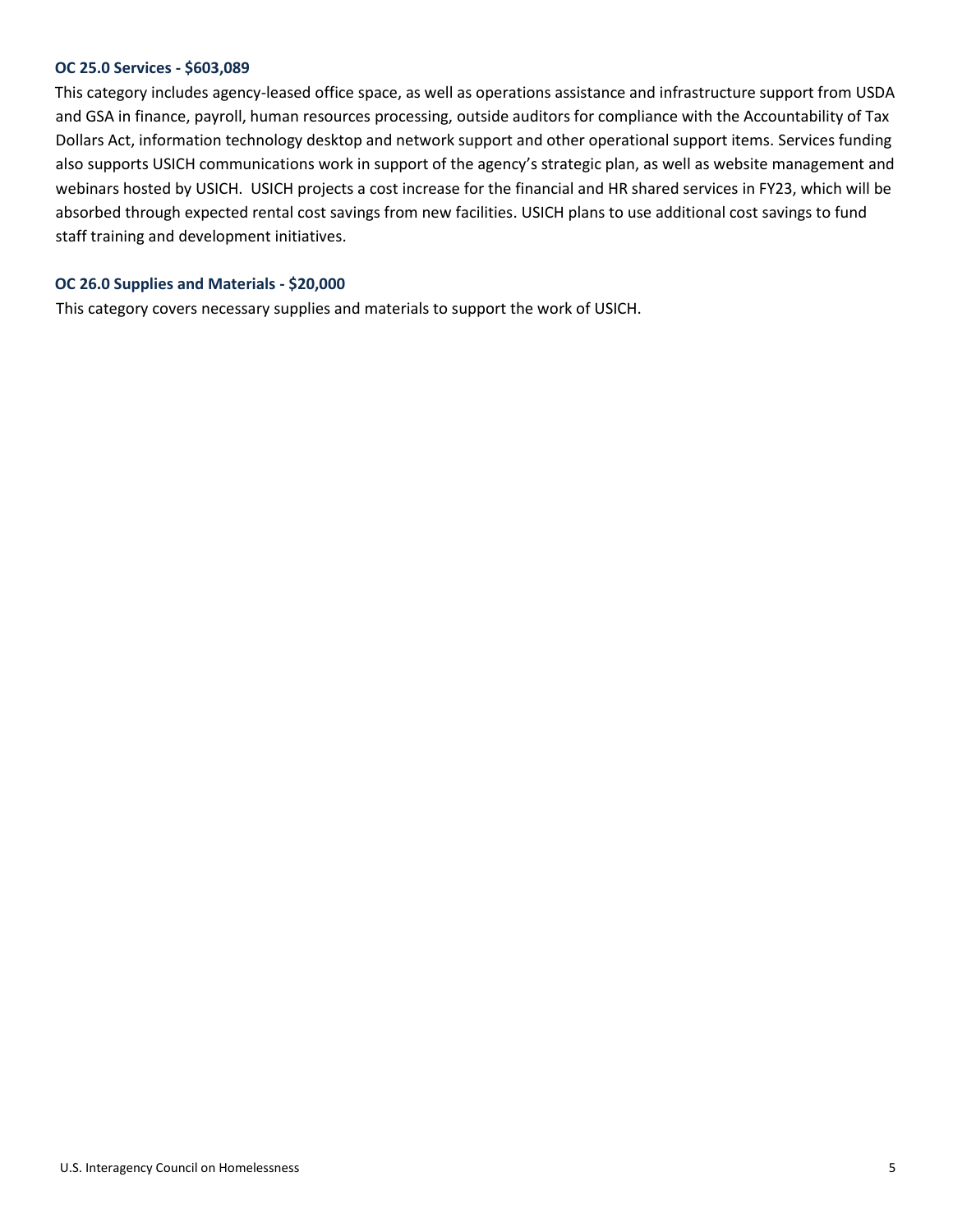### OC 25.0 Services - $603,089

This category includes agency-leased office space, as well as operations assistance and infrastructure support from USDA and GSA in finance, payroll, human resources processing, outside auditors for compliance with the Accountability of Tax Dollars Act, information technology desktop and network support and other operational support items. Services funding also supports USICH communications work in support of the agency's strategic plan, as well as website management and webinars hosted by USICH. USICH projects a cost increase for the financial and HR shared services in FY23, which will be absorbed through expected rental cost savings from new facilities. USICH plans to use additional cost savings to fund staff training and development initiatives.

### OC 26.0 Supplies and Materials - $20,000

This category covers necessary supplies and materials to support the work of USICH.